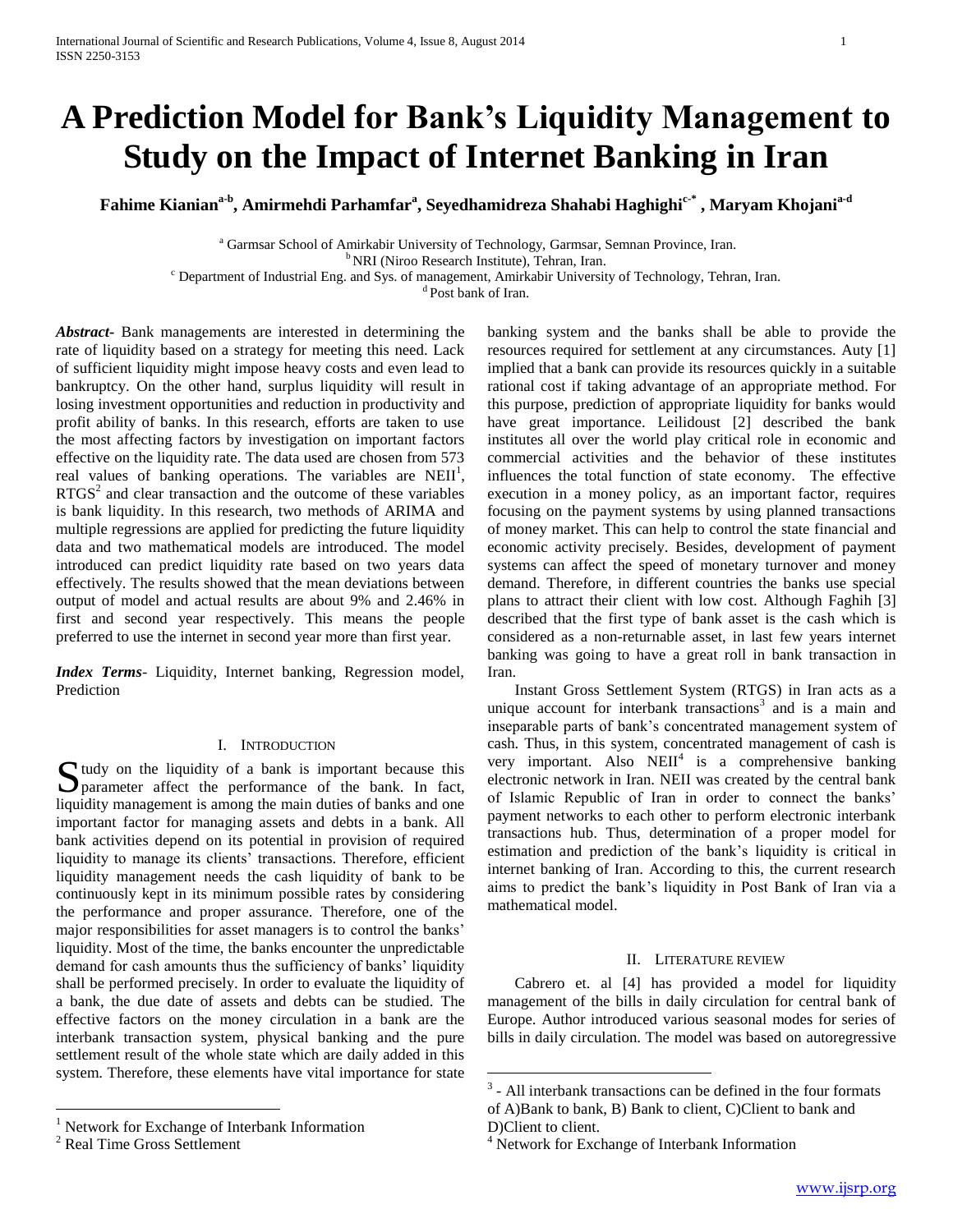# A Prediction Model for Bank's Liquidity Management to Study on the Impact of Internet Banking in Iran

**Fahime Kianian[a-b], Amirmehdi Parhamfar[a], Seyedhamidreza Shahabi Haghighi[c-*], Maryam Khojani[a-d]**

[a] Garmsar School of Amirkabir University of Technology, Garmsar, Semnan Province, Iran.
[b] NRI (Niroo Research Institute), Tehran, Iran.
[c] Department of Industrial Eng. and Sys. of management, Amirkabir University of Technology, Tehran, Iran.
[d] Post bank of Iran.

***Abstract-*** Bank managements are interested in determining the rate of liquidity based on a strategy for meeting this need. Lack of sufficient liquidity might impose heavy costs and even lead to bankruptcy. On the other hand, surplus liquidity will result in losing investment opportunities and reduction in productivity and profit ability of banks. In this research, efforts are taken to use the most affecting factors by investigation on important factors effective on the liquidity rate. The data used are chosen from 573 real values of banking operations. The variables are NEII[1], RTGS[2] and clear transaction and the outcome of these variables is bank liquidity. In this research, two methods of ARIMA and multiple regressions are applied for predicting the future liquidity data and two mathematical models are introduced. The model introduced can predict liquidity rate based on two years data effectively. The results showed that the mean deviations between output of model and actual results are about 9% and 2.46% in first and second year respectively. This means the people preferred to use the internet in second year more than first year.

***Index Terms***- Liquidity, Internet banking, Regression model, Prediction

## I. Introduction

Study on the liquidity of a bank is important because this parameter affect the performance of the bank. In fact, liquidity management is among the main duties of banks and one important factor for managing assets and debts in a bank. All bank activities depend on its potential in provision of required liquidity to manage its clients' transactions. Therefore, efficient liquidity management needs the cash liquidity of bank to be continuously kept in its minimum possible rates by considering the performance and proper assurance. Therefore, one of the major responsibilities for asset managers is to control the banks' liquidity. Most of the time, the banks encounter the unpredictable demand for cash amounts thus the sufficiency of banks' liquidity shall be performed precisely. In order to evaluate the liquidity of a bank, the due date of assets and debts can be studied. The effective factors on the money circulation in a bank are the interbank transaction system, physical banking and the pure settlement result of the whole state which are daily added in this system. Therefore, these elements have vital importance for state banking system and the banks shall be able to provide the resources required for settlement at any circumstances. Auty [1] implied that a bank can provide its resources quickly in a suitable rational cost if taking advantage of an appropriate method. For this purpose, prediction of appropriate liquidity for banks would have great importance. Leilidoust [2] described the bank institutes all over the world play critical role in economic and commercial activities and the behavior of these institutes influences the total function of state economy. The effective execution in a money policy, as an important factor, requires focusing on the payment systems by using planned transactions of money market. This can help to control the state financial and economic activity precisely. Besides, development of payment systems can affect the speed of monetary turnover and money demand. Therefore, in different countries the banks use special plans to attract their client with low cost. Although Faghih [3] described that the first type of bank asset is the cash which is considered as a non-returnable asset, in last few years internet banking was going to have a great roll in bank transaction in Iran.

Instant Gross Settlement System (RTGS) in Iran acts as a unique account for interbank transactions[3] and is a main and inseparable parts of bank's concentrated management system of cash. Thus, in this system, concentrated management of cash is very important. Also NEII[4] is a comprehensive banking electronic network in Iran. NEII was created by the central bank of Islamic Republic of Iran in order to connect the banks' payment networks to each other to perform electronic interbank transactions hub. Thus, determination of a proper model for estimation and prediction of the bank's liquidity is critical in internet banking of Iran. According to this, the current research aims to predict the bank's liquidity in Post Bank of Iran via a mathematical model.

## II. Literature Review

Cabrero et. al [4] has provided a model for liquidity management of the bills in daily circulation for central bank of Europe. Author introduced various seasonal modes for series of bills in daily circulation. The model was based on autoregressive

---

[1] Network for Exchange of Interbank Information

[2] Real Time Gross Settlement

[3] - All interbank transactions can be defined in the four formats of A)Bank to bank, B) Bank to client, C)Client to bank and D)Client to client.

[4] Network for Exchange of Interbank Information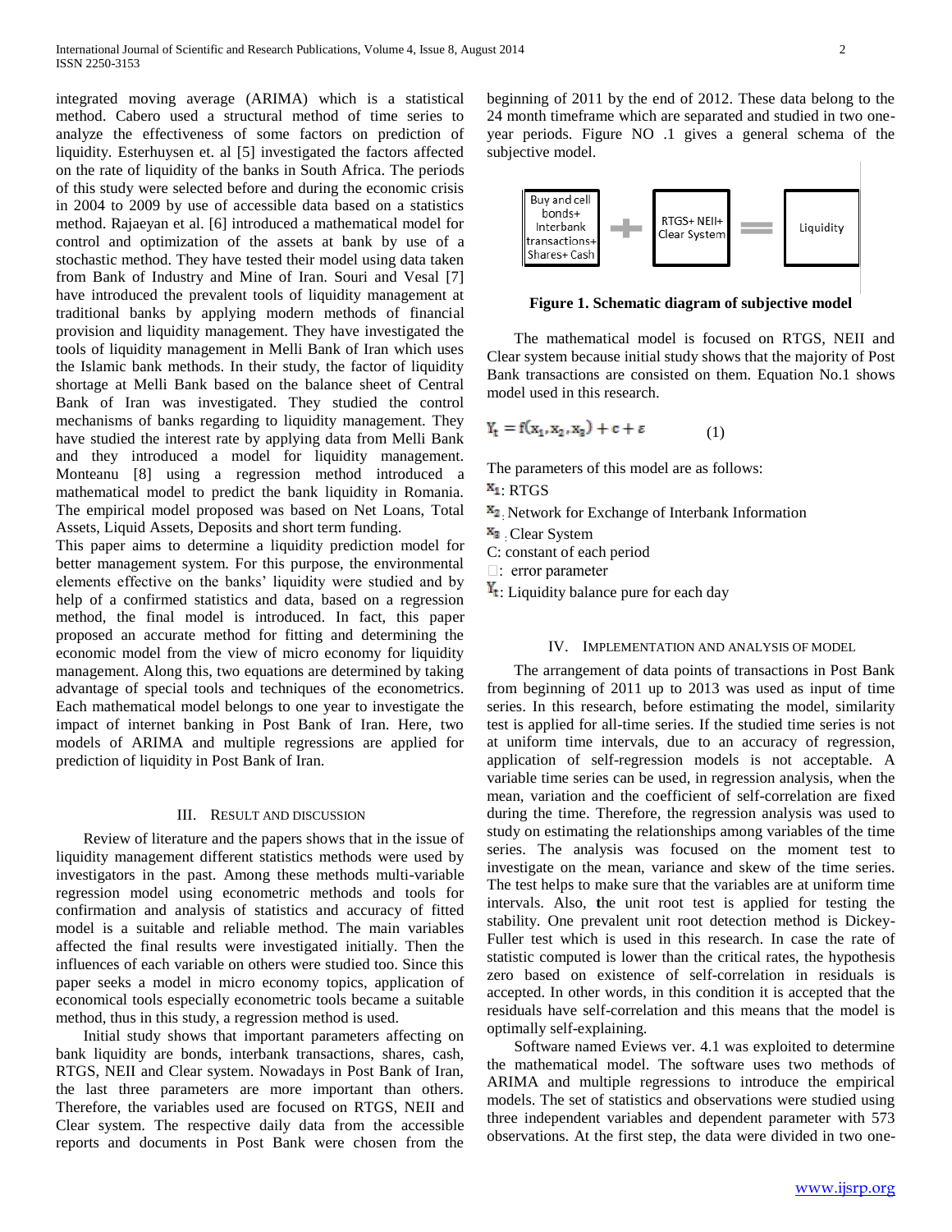integrated moving average (ARIMA) which is a statistical method. Cabero used a structural method of time series to analyze the effectiveness of some factors on prediction of liquidity. Esterhuysen et. al [5] investigated the factors affected on the rate of liquidity of the banks in South Africa. The periods of this study were selected before and during the economic crisis in 2004 to 2009 by use of accessible data based on a statistics method. Rajaeyan et al. [6] introduced a mathematical model for control and optimization of the assets at bank by use of a stochastic method. They have tested their model using data taken from Bank of Industry and Mine of Iran. Souri and Vesal [7] have introduced the prevalent tools of liquidity management at traditional banks by applying modern methods of financial provision and liquidity management. They have investigated the tools of liquidity management in Melli Bank of Iran which uses the Islamic bank methods. In their study, the factor of liquidity shortage at Melli Bank based on the balance sheet of Central Bank of Iran was investigated. They studied the control mechanisms of banks regarding to liquidity management. They have studied the interest rate by applying data from Melli Bank and they introduced a model for liquidity management. Monteanu [8] using a regression method introduced a mathematical model to predict the bank liquidity in Romania. The empirical model proposed was based on Net Loans, Total Assets, Liquid Assets, Deposits and short term funding.

This paper aims to determine a liquidity prediction model for better management system. For this purpose, the environmental elements effective on the banks' liquidity were studied and by help of a confirmed statistics and data, based on a regression method, the final model is introduced. In fact, this paper proposed an accurate method for fitting and determining the economic model from the view of micro economy for liquidity management. Along this, two equations are determined by taking advantage of special tools and techniques of the econometrics. Each mathematical model belongs to one year to investigate the impact of internet banking in Post Bank of Iran. Here, two models of ARIMA and multiple regressions are applied for prediction of liquidity in Post Bank of Iran.

## III. Result and Discussion

Review of literature and the papers shows that in the issue of liquidity management different statistics methods were used by investigators in the past. Among these methods multi-variable regression model using econometric methods and tools for confirmation and analysis of statistics and accuracy of fitted model is a suitable and reliable method. The main variables affected the final results were investigated initially. Then the influences of each variable on others were studied too. Since this paper seeks a model in micro economy topics, application of economical tools especially econometric tools became a suitable method, thus in this study, a regression method is used.

Initial study shows that important parameters affecting on bank liquidity are bonds, interbank transactions, shares, cash, RTGS, NEII and Clear system. Nowadays in Post Bank of Iran, the last three parameters are more important than others. Therefore, the variables used are focused on RTGS, NEII and Clear system. The respective daily data from the accessible reports and documents in Post Bank were chosen from the beginning of 2011 by the end of 2012. These data belong to the 24 month timeframe which are separated and studied in two one-year periods. Figure NO .1 gives a general schema of the subjective model.

| Buy and cell bonds+ Interbank transactions+ Shares+ Cash | + | RTGS+ NEII+ Clear System | = | Liquidity |
|---|---|---|---|---|

**Figure 1. Schematic diagram of subjective model**

The mathematical model is focused on RTGS, NEII and Clear system because initial study shows that the majority of Post Bank transactions are consisted on them. Equation No.1 shows model used in this research.

$$Y_t = f(x_1, x_2, x_3) + c + \varepsilon \qquad (1)$$

The parameters of this model are as follows:

$x_1$: RTGS

$x_2$: Network for Exchange of Interbank Information

$x_3$: Clear System

C: constant of each period

$\varepsilon$: error parameter

$Y_t$: Liquidity balance pure for each day

## IV. Implementation and Analysis of Model

The arrangement of data points of transactions in Post Bank from beginning of 2011 up to 2013 was used as input of time series. In this research, before estimating the model, similarity test is applied for all-time series. If the studied time series is not at uniform time intervals, due to an accuracy of regression, application of self-regression models is not acceptable. A variable time series can be used, in regression analysis, when the mean, variation and the coefficient of self-correlation are fixed during the time. Therefore, the regression analysis was used to study on estimating the relationships among variables of the time series. The analysis was focused on the moment test to investigate on the mean, variance and skew of the time series. The test helps to make sure that the variables are at uniform time intervals. Also, the unit root test is applied for testing the stability. One prevalent unit root detection method is Dickey-Fuller test which is used in this research. In case the rate of statistic computed is lower than the critical rates, the hypothesis zero based on existence of self-correlation in residuals is accepted. In other words, in this condition it is accepted that the residuals have self-correlation and this means that the model is optimally self-explaining.

Software named Eviews ver. 4.1 was exploited to determine the mathematical model. The software uses two methods of ARIMA and multiple regressions to introduce the empirical models. The set of statistics and observations were studied using three independent variables and dependent parameter with 573 observations. At the first step, the data were divided in two one-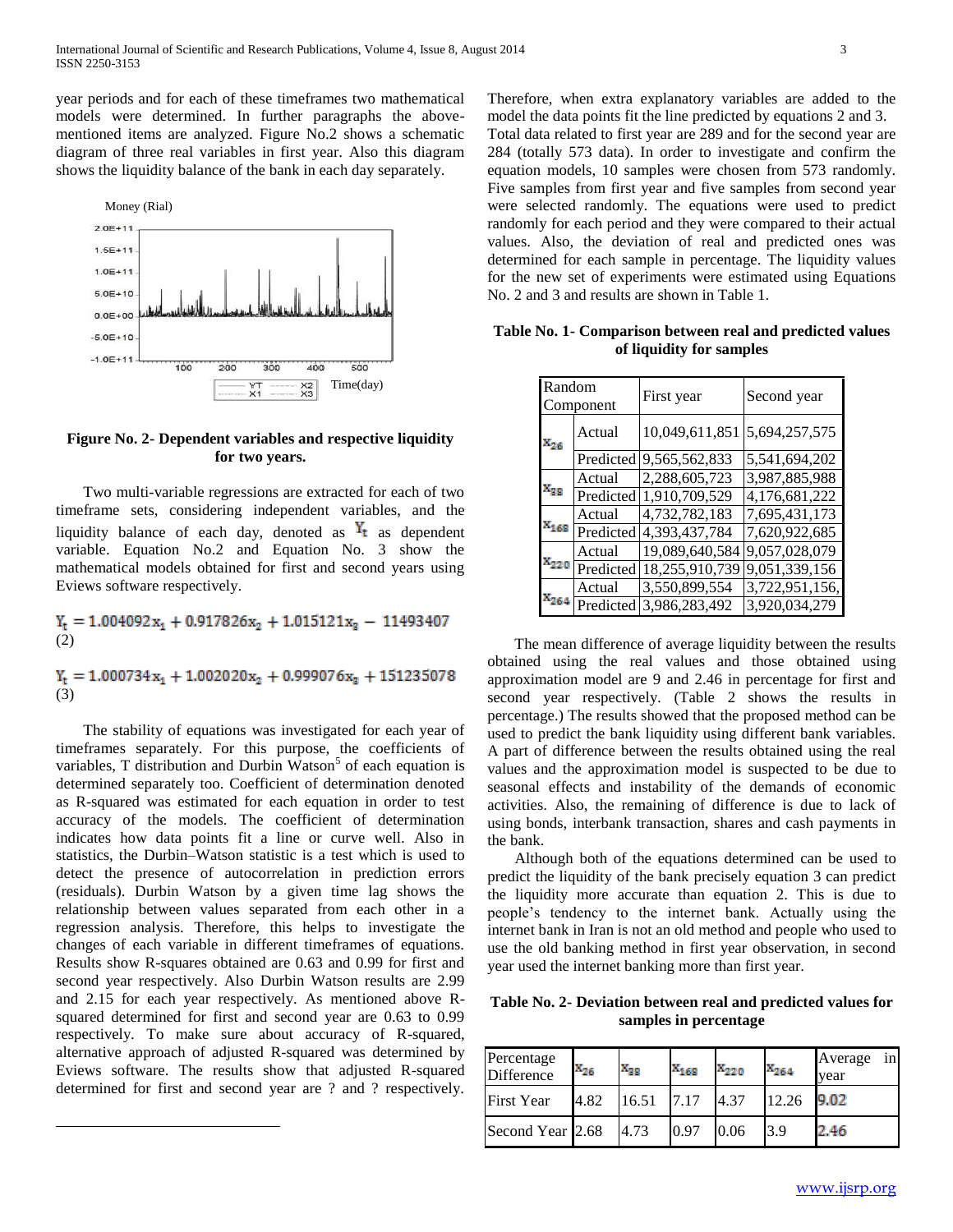year periods and for each of these timeframes two mathematical models were determined. In further paragraphs the above-mentioned items are analyzed. Figure No.2 shows a schematic diagram of three real variables in first year. Also this diagram shows the liquidity balance of the bank in each day separately.

**Figure No. 2- Dependent variables and respective liquidity for two years.**

Two multi-variable regressions are extracted for each of two timeframe sets, considering independent variables, and the liquidity balance of each day, denoted as $Y_t$ as dependent variable. Equation No.2 and Equation No. 3 show the mathematical models obtained for first and second years using Eviews software respectively.

$$Y_t = 1.004092x_1 + 0.917826x_2 + 1.015121x_3 - 11493407 \quad (2)$$

$$Y_t = 1.000734x_1 + 1.002020x_2 + 0.999076x_3 + 151235078 \quad (3)$$

The stability of equations was investigated for each year of timeframes separately. For this purpose, the coefficients of variables, T distribution and Durbin Watson[5] of each equation is determined separately too. Coefficient of determination denoted as R-squared was estimated for each equation in order to test accuracy of the models. The coefficient of determination indicates how data points fit a line or curve well. Also in statistics, the Durbin–Watson statistic is a test which is used to detect the presence of autocorrelation in prediction errors (residuals). Durbin Watson by a given time lag shows the relationship between values separated from each other in a regression analysis. Therefore, this helps to investigate the changes of each variable in different timeframes of equations. Results show R-squares obtained are 0.63 and 0.99 for first and second year respectively. Also Durbin Watson results are 2.99 and 2.15 for each year respectively. As mentioned above R-squared determined for first and second year are 0.63 to 0.99 respectively. To make sure about accuracy of R-squared, alternative approach of adjusted R-squared was determined by Eviews software. The results show that adjusted R-squared determined for first and second year are ? and ? respectively. Therefore, when extra explanatory variables are added to the model the data points fit the line predicted by equations 2 and 3. Total data related to first year are 289 and for the second year are 284 (totally 573 data). In order to investigate and confirm the equation models, 10 samples were chosen from 573 randomly. Five samples from first year and five samples from second year were selected randomly. The equations were used to predict randomly for each period and they were compared to their actual values. Also, the deviation of real and predicted ones was determined for each sample in percentage. The liquidity values for the new set of experiments were estimated using Equations No. 2 and 3 and results are shown in Table 1.

**Table No. 1- Comparison between real and predicted values of liquidity for samples**

| Random Component | | First year | Second year |
|---|---|---|---|
| $x_{26}$ | Actual | 10,049,611,851 | 5,694,257,575 |
| | Predicted | 9,565,562,833 | 5,541,694,202 |
| $x_{88}$ | Actual | 2,288,605,723 | 3,987,885,988 |
| | Predicted | 1,910,709,529 | 4,176,681,222 |
| $x_{168}$ | Actual | 4,732,782,183 | 7,695,431,173 |
| | Predicted | 4,393,437,784 | 7,620,922,685 |
| $x_{220}$ | Actual | 19,089,640,584 | 9,057,028,079 |
| | Predicted | 18,255,910,739 | 9,051,339,156 |
| $x_{264}$ | Actual | 3,550,899,554 | 3,722,951,156, |
| | Predicted | 3,986,283,492 | 3,920,034,279 |

The mean difference of average liquidity between the results obtained using the real values and those obtained using approximation model are 9 and 2.46 in percentage for first and second year respectively. (Table 2 shows the results in percentage.) The results showed that the proposed method can be used to predict the bank liquidity using different bank variables. A part of difference between the results obtained using the real values and the approximation model is suspected to be due to seasonal effects and instability of the demands of economic activities. Also, the remaining of difference is due to lack of using bonds, interbank transaction, shares and cash payments in the bank.

Although both of the equations determined can be used to predict the liquidity of the bank precisely equation 3 can predict the liquidity more accurate than equation 2. This is due to people's tendency to the internet bank. Actually using the internet bank in Iran is not an old method and people who used to use the old banking method in first year observation, in second year used the internet banking more than first year.

**Table No. 2- Deviation between real and predicted values for samples in percentage**

| Percentage Difference | $x_{26}$ | $x_{88}$ | $x_{168}$ | $x_{220}$ | $x_{264}$ | Average in year |
|---|---|---|---|---|---|---|
| First Year | 4.82 | 16.51 | 7.17 | 4.37 | 12.26 | 9.02 |
| Second Year | 2.68 | 4.73 | 0.97 | 0.06 | 3.9 | 2.46 |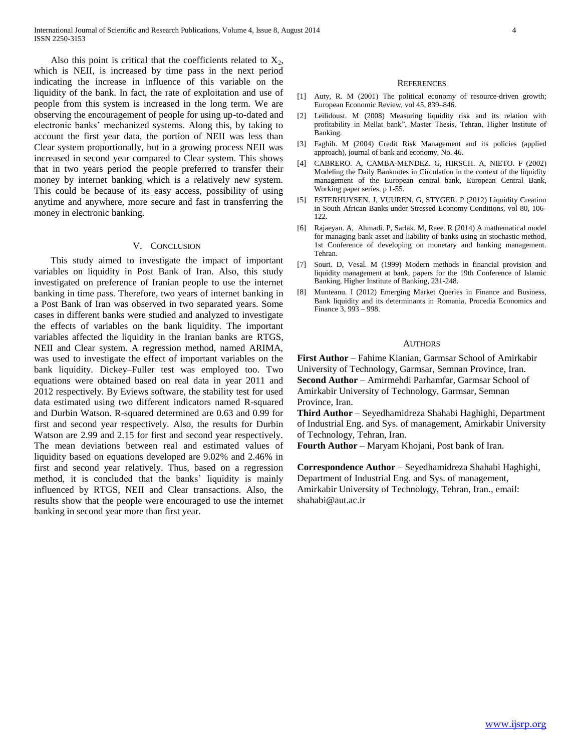Also this point is critical that the coefficients related to $X_2$, which is NEII, is increased by time pass in the next period indicating the increase in influence of this variable on the liquidity of the bank. In fact, the rate of exploitation and use of people from this system is increased in the long term. We are observing the encouragement of people for using up-to-dated and electronic banks' mechanized systems. Along this, by taking to account the first year data, the portion of NEII was less than Clear system proportionally, but in a growing process NEII was increased in second year compared to Clear system. This shows that in two years period the people preferred to transfer their money by internet banking which is a relatively new system. This could be because of its easy access, possibility of using anytime and anywhere, more secure and fast in transferring the money in electronic banking.

## V. Conclusion

This study aimed to investigate the impact of important variables on liquidity in Post Bank of Iran. Also, this study investigated on preference of Iranian people to use the internet banking in time pass. Therefore, two years of internet banking in a Post Bank of Iran was observed in two separated years. Some cases in different banks were studied and analyzed to investigate the effects of variables on the bank liquidity. The important variables affected the liquidity in the Iranian banks are RTGS, NEII and Clear system. A regression method, named ARIMA, was used to investigate the effect of important variables on the bank liquidity. Dickey–Fuller test was employed too. Two equations were obtained based on real data in year 2011 and 2012 respectively. By Eviews software, the stability test for used data estimated using two different indicators named R-squared and Durbin Watson. R-squared determined are 0.63 and 0.99 for first and second year respectively. Also, the results for Durbin Watson are 2.99 and 2.15 for first and second year respectively. The mean deviations between real and estimated values of liquidity based on equations developed are 9.02% and 2.46% in first and second year relatively. Thus, based on a regression method, it is concluded that the banks' liquidity is mainly influenced by RTGS, NEII and Clear transactions. Also, the results show that the people were encouraged to use the internet banking in second year more than first year.

## References

[1] Auty, R. M (2001) The political economy of resource-driven growth; European Economic Review, vol 45, 839–846.

[2] Leilidoust. M (2008) Measuring liquidity risk and its relation with profitability in Mellat bank", Master Thesis, Tehran, Higher Institute of Banking.

[3] Faghih. M (2004) Credit Risk Management and its policies (applied approach), journal of bank and economy, No. 46.

[4] CABRERO. A, CAMBA-MENDEZ. G, HIRSCH. A, NIETO. F (2002) Modeling the Daily Banknotes in Circulation in the context of the liquidity management of the European central bank, European Central Bank, Working paper series, p 1-55.

[5] ESTERHUYSEN. J, VUUREN. G, STYGER. P (2012) Liquidity Creation in South African Banks under Stressed Economy Conditions, vol 80, 106-122.

[6] Rajaeyan. A, Ahmadi. P, Sarlak. M, Raee. R (2014) A mathematical model for managing bank asset and liability of banks using an stochastic method, 1st Conference of developing on monetary and banking management. Tehran.

[7] Souri. D, Vesal. M (1999) Modern methods in financial provision and liquidity management at bank, papers for the 19th Conference of Islamic Banking, Higher Institute of Banking, 231-248.

[8] Munteanu. I (2012) Emerging Market Queries in Finance and Business, Bank liquidity and its determinants in Romania, Procedia Economics and Finance 3, 993 – 998.

## Authors

**First Author** – Fahime Kianian, Garmsar School of Amirkabir University of Technology, Garmsar, Semnan Province, Iran.

**Second Author** – Amirmehdi Parhamfar, Garmsar School of Amirkabir University of Technology, Garmsar, Semnan Province, Iran.

**Third Author** – Seyedhamidreza Shahabi Haghighi, Department of Industrial Eng. and Sys. of management, Amirkabir University of Technology, Tehran, Iran.

**Fourth Author** – Maryam Khojani, Post bank of Iran.

**Correspondence Author** – Seyedhamidreza Shahabi Haghighi, Department of Industrial Eng. and Sys. of management, Amirkabir University of Technology, Tehran, Iran., email: shahabi@aut.ac.ir